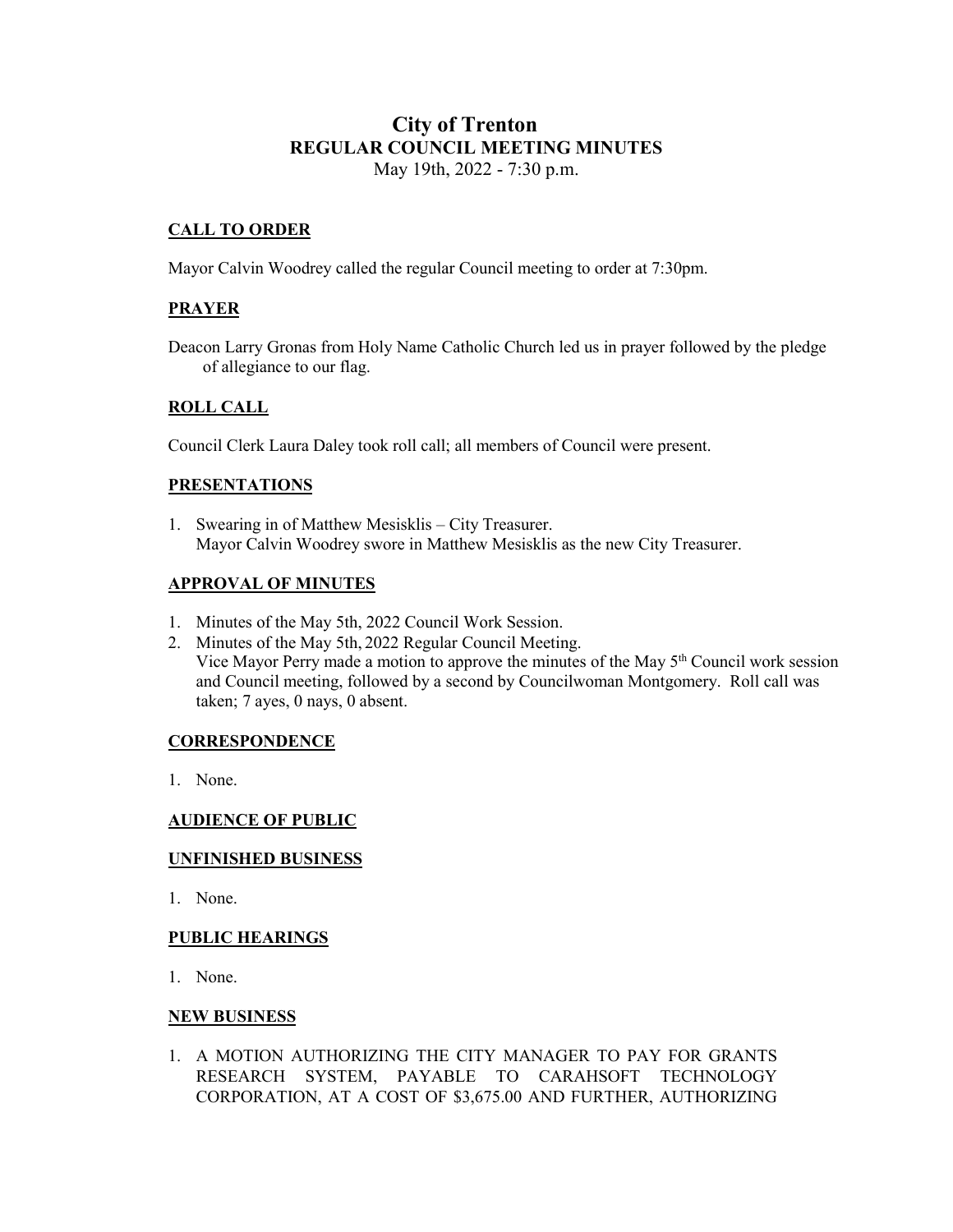# City of Trenton
## REGULAR COUNCIL MEETING MINUTES

May 19th, 2022 - 7:30 p.m.

### CALL TO ORDER

Mayor Calvin Woodrey called the regular Council meeting to order at 7:30pm.

### PRAYER

Deacon Larry Gronas from Holy Name Catholic Church led us in prayer followed by the pledge of allegiance to our flag.

### ROLL CALL

Council Clerk Laura Daley took roll call; all members of Council were present.

### PRESENTATIONS

1. Swearing in of Matthew Mesisklis – City Treasurer.
   Mayor Calvin Woodrey swore in Matthew Mesisklis as the new City Treasurer.

### APPROVAL OF MINUTES

1. Minutes of the May 5th, 2022 Council Work Session.
2. Minutes of the May 5th, 2022 Regular Council Meeting.
   Vice Mayor Perry made a motion to approve the minutes of the May 5th Council work session and Council meeting, followed by a second by Councilwoman Montgomery. Roll call was taken; 7 ayes, 0 nays, 0 absent.

### CORRESPONDENCE

1. None.

### AUDIENCE OF PUBLIC

### UNFINISHED BUSINESS

1. None.

### PUBLIC HEARINGS

1. None.

### NEW BUSINESS

1. A MOTION AUTHORIZING THE CITY MANAGER TO PAY FOR GRANTS RESEARCH SYSTEM, PAYABLE TO CARAHSOFT TECHNOLOGY CORPORATION, AT A COST OF $3,675.00 AND FURTHER, AUTHORIZING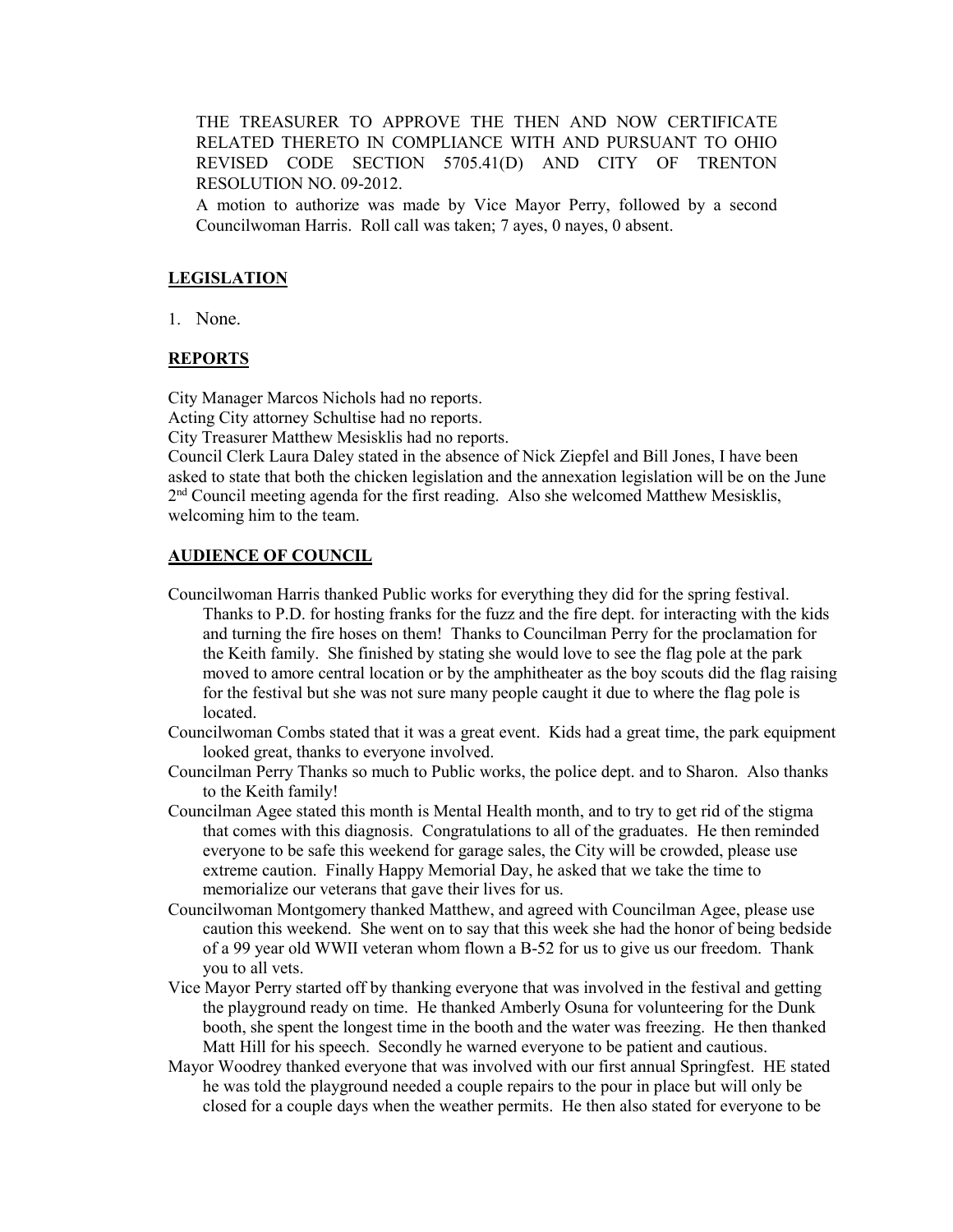THE TREASURER TO APPROVE THE THEN AND NOW CERTIFICATE RELATED THERETO IN COMPLIANCE WITH AND PURSUANT TO OHIO REVISED CODE SECTION 5705.41(D) AND CITY OF TRENTON RESOLUTION NO. 09-2012.

A motion to authorize was made by Vice Mayor Perry, followed by a second Councilwoman Harris. Roll call was taken; 7 ayes, 0 nayes, 0 absent.

## LEGISLATION

1. None.

## REPORTS

City Manager Marcos Nichols had no reports.

Acting City attorney Schultise had no reports.

City Treasurer Matthew Mesisklis had no reports.

Council Clerk Laura Daley stated in the absence of Nick Ziepfel and Bill Jones, I have been asked to state that both the chicken legislation and the annexation legislation will be on the June 2nd Council meeting agenda for the first reading. Also she welcomed Matthew Mesisklis, welcoming him to the team.

## AUDIENCE OF COUNCIL

Councilwoman Harris thanked Public works for everything they did for the spring festival. Thanks to P.D. for hosting franks for the fuzz and the fire dept. for interacting with the kids and turning the fire hoses on them! Thanks to Councilman Perry for the proclamation for the Keith family. She finished by stating she would love to see the flag pole at the park moved to amore central location or by the amphitheater as the boy scouts did the flag raising for the festival but she was not sure many people caught it due to where the flag pole is located.

Councilwoman Combs stated that it was a great event. Kids had a great time, the park equipment looked great, thanks to everyone involved.

Councilman Perry Thanks so much to Public works, the police dept. and to Sharon. Also thanks to the Keith family!

Councilman Agee stated this month is Mental Health month, and to try to get rid of the stigma that comes with this diagnosis. Congratulations to all of the graduates. He then reminded everyone to be safe this weekend for garage sales, the City will be crowded, please use extreme caution. Finally Happy Memorial Day, he asked that we take the time to memorialize our veterans that gave their lives for us.

Councilwoman Montgomery thanked Matthew, and agreed with Councilman Agee, please use caution this weekend. She went on to say that this week she had the honor of being bedside of a 99 year old WWII veteran whom flown a B-52 for us to give us our freedom. Thank you to all vets.

Vice Mayor Perry started off by thanking everyone that was involved in the festival and getting the playground ready on time. He thanked Amberly Osuna for volunteering for the Dunk booth, she spent the longest time in the booth and the water was freezing. He then thanked Matt Hill for his speech. Secondly he warned everyone to be patient and cautious.

Mayor Woodrey thanked everyone that was involved with our first annual Springfest. HE stated he was told the playground needed a couple repairs to the pour in place but will only be closed for a couple days when the weather permits. He then also stated for everyone to be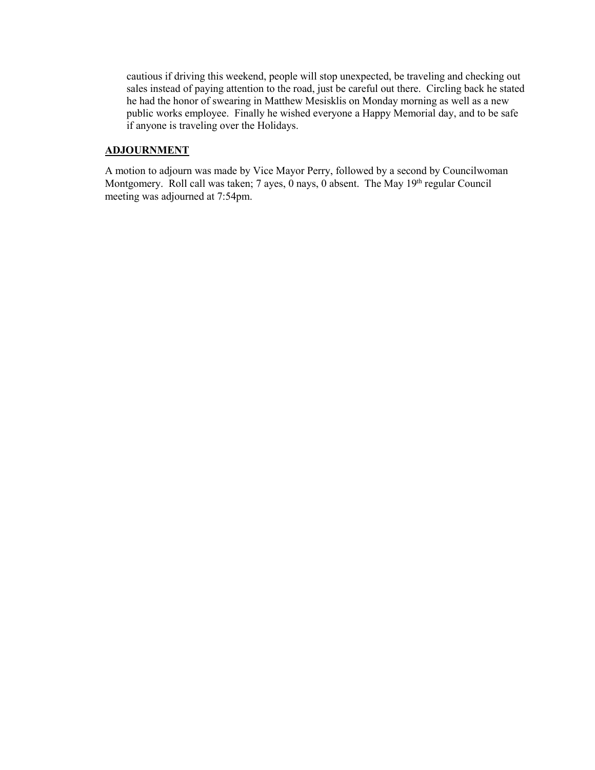cautious if driving this weekend, people will stop unexpected, be traveling and checking out sales instead of paying attention to the road, just be careful out there. Circling back he stated he had the honor of swearing in Matthew Mesisklis on Monday morning as well as a new public works employee. Finally he wished everyone a Happy Memorial day, and to be safe if anyone is traveling over the Holidays.

## ADJOURNMENT

A motion to adjourn was made by Vice Mayor Perry, followed by a second by Councilwoman Montgomery. Roll call was taken; 7 ayes, 0 nays, 0 absent. The May 19th regular Council meeting was adjourned at 7:54pm.